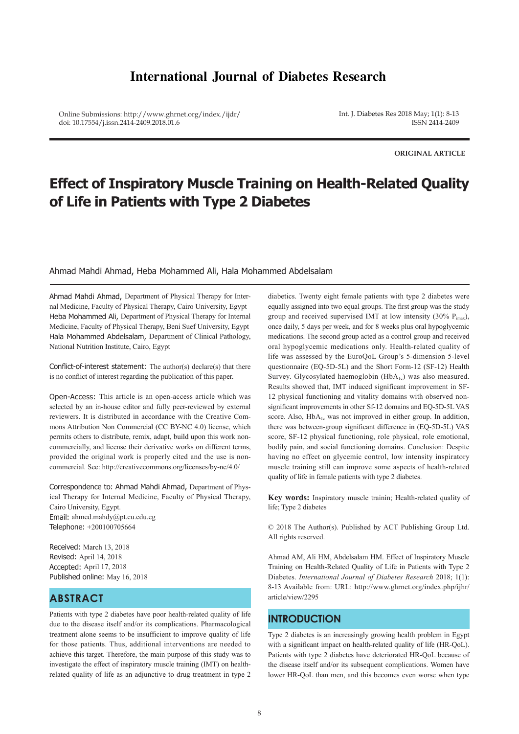# International Journal of Diabetes Research

Online Submissions: http://www.ghrnet.org/index./ijdr/
doi: 10.17554/j.issn.2414-2409.2018.01.6

Int. J. Diabetes Res 2018 May; 1(1): 8-13
ISSN 2414-2409

**ORIGINAL ARTICLE**

# Effect of Inspiratory Muscle Training on Health-Related Quality of Life in Patients with Type 2 Diabetes

Ahmad Mahdi Ahmad, Heba Mohammed Ali, Hala Mohammed Abdelsalam

Ahmad Mahdi Ahmad, Department of Physical Therapy for Internal Medicine, Faculty of Physical Therapy, Cairo University, Egypt
Heba Mohammed Ali, Department of Physical Therapy for Internal Medicine, Faculty of Physical Therapy, Beni Suef University, Egypt
Hala Mohammed Abdelsalam, Department of Clinical Pathology, National Nutrition Institute, Cairo, Egypt

Conflict-of-interest statement: The author(s) declare(s) that there is no conflict of interest regarding the publication of this paper.

Open-Access: This article is an open-access article which was selected by an in-house editor and fully peer-reviewed by external reviewers. It is distributed in accordance with the Creative Commons Attribution Non Commercial (CC BY-NC 4.0) license, which permits others to distribute, remix, adapt, build upon this work non-commercially, and license their derivative works on different terms, provided the original work is properly cited and the use is non-commercial. See: http://creativecommons.org/licenses/by-nc/4.0/

Correspondence to: Ahmad Mahdi Ahmad, Department of Physical Therapy for Internal Medicine, Faculty of Physical Therapy, Cairo University, Egypt.
Email: ahmed.mahdy@pt.cu.edu.eg
Telephone: +200100705664

Received: March 13, 2018
Revised: April 14, 2018
Accepted: April 17, 2018
Published online: May 16, 2018

## ABSTRACT

Patients with type 2 diabetes have poor health-related quality of life due to the disease itself and/or its complications. Pharmacological treatment alone seems to be insufficient to improve quality of life for those patients. Thus, additional interventions are needed to achieve this target. Therefore, the main purpose of this study was to investigate the effect of inspiratory muscle training (IMT) on health-related quality of life as an adjunctive to drug treatment in type 2 diabetics. Twenty eight female patients with type 2 diabetes were equally assigned into two equal groups. The first group was the study group and received supervised IMT at low intensity (30% $P_{imax}$), once daily, 5 days per week, and for 8 weeks plus oral hypoglycemic medications. The second group acted as a control group and received oral hypoglycemic medications only. Health-related quality of life was assessed by the EuroQoL Group's 5-dimension 5-level questionnaire (EQ-5D-5L) and the Short Form-12 (SF-12) Health Survey. Glycosylated haemoglobin ($HbA_{1c}$) was also measured. Results showed that, IMT induced significant improvement in SF-12 physical functioning and vitality domains with observed non-significant improvements in other Sf-12 domains and EQ-5D-5L VAS score. Also, $HbA_{1c}$ was not improved in either group. In addition, there was between-group significant difference in (EQ-5D-5L) VAS score, SF-12 physical functioning, role physical, role emotional, bodily pain, and social functioning domains. Conclusion: Despite having no effect on glycemic control, low intensity inspiratory muscle training still can improve some aspects of health-related quality of life in female patients with type 2 diabetes.

**Key words:** Inspiratory muscle trainin; Health-related quality of life; Type 2 diabetes

© 2018 The Author(s). Published by ACT Publishing Group Ltd. All rights reserved.

Ahmad AM, Ali HM, Abdelsalam HM. Effect of Inspiratory Muscle Training on Health-Related Quality of Life in Patients with Type 2 Diabetes. *International Journal of Diabetes Research* 2018; 1(1): 8-13 Available from: URL: http://www.ghrnet.org/index.php/ijhr/article/view/2295

## INTRODUCTION

Type 2 diabetes is an increasingly growing health problem in Egypt with a significant impact on health-related quality of life (HR-QoL). Patients with type 2 diabetes have deteriorated HR-QoL because of the disease itself and/or its subsequent complications. Women have lower HR-QoL than men, and this becomes even worse when type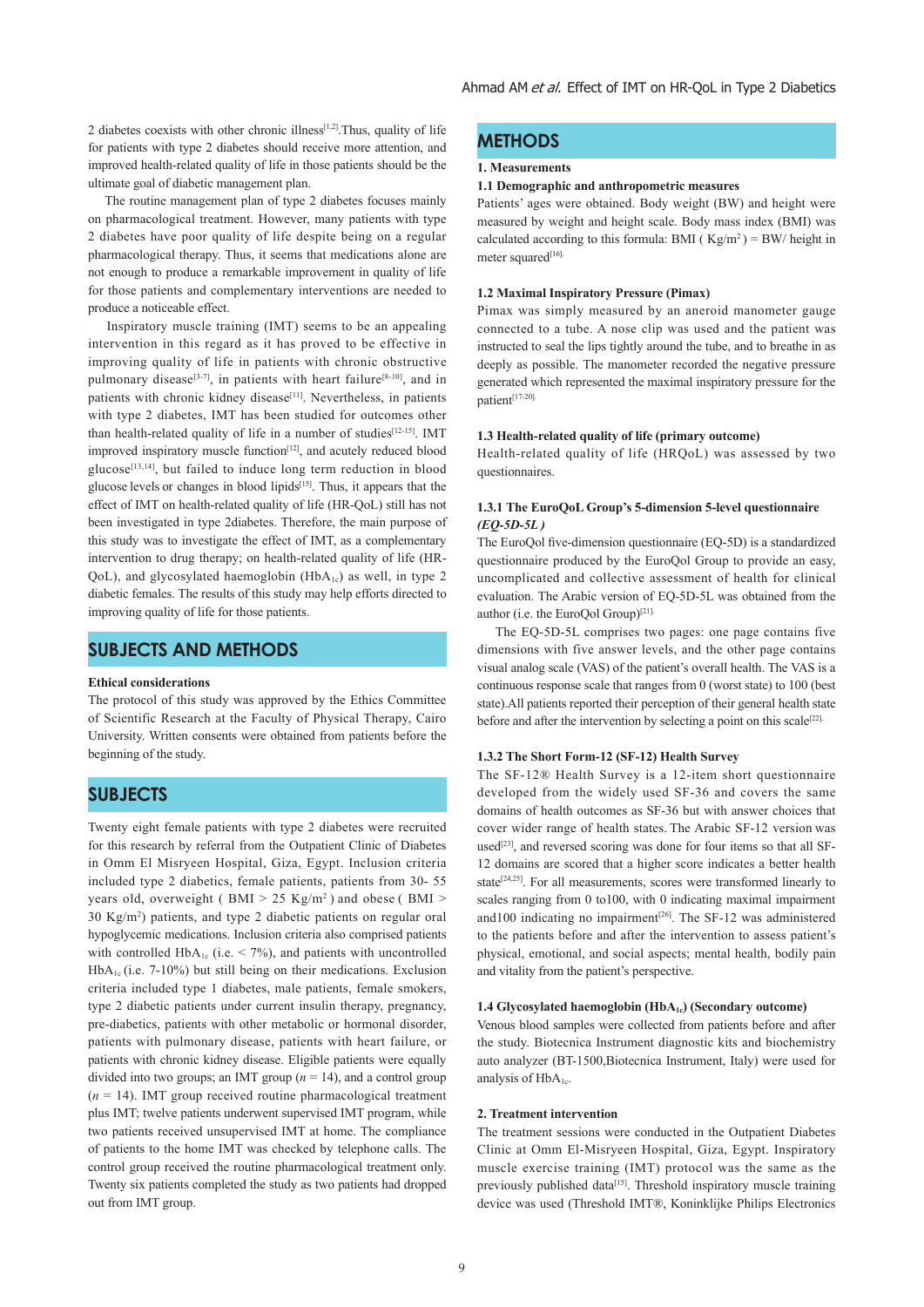2 diabetes coexists with other chronic illness[1,2].Thus, quality of life for patients with type 2 diabetes should receive more attention, and improved health-related quality of life in those patients should be the ultimate goal of diabetic management plan.

The routine management plan of type 2 diabetes focuses mainly on pharmacological treatment. However, many patients with type 2 diabetes have poor quality of life despite being on a regular pharmacological therapy. Thus, it seems that medications alone are not enough to produce a remarkable improvement in quality of life for those patients and complementary interventions are needed to produce a noticeable effect.

Inspiratory muscle training (IMT) seems to be an appealing intervention in this regard as it has proved to be effective in improving quality of life in patients with chronic obstructive pulmonary disease[3-7], in patients with heart failure[8-10], and in patients with chronic kidney disease[11]. Nevertheless, in patients with type 2 diabetes, IMT has been studied for outcomes other than health-related quality of life in a number of studies[12-15]. IMT improved inspiratory muscle function[12], and acutely reduced blood glucose[13,14], but failed to induce long term reduction in blood glucose levels or changes in blood lipids[15]. Thus, it appears that the effect of IMT on health-related quality of life (HR-QoL) still has not been investigated in type 2diabetes. Therefore, the main purpose of this study was to investigate the effect of IMT, as a complementary intervention to drug therapy; on health-related quality of life (HR-QoL), and glycosylated haemoglobin ($HbA_{1c}$) as well, in type 2 diabetic females. The results of this study may help efforts directed to improving quality of life for those patients.

## SUBJECTS AND METHODS

**Ethical considerations**

The protocol of this study was approved by the Ethics Committee of Scientific Research at the Faculty of Physical Therapy, Cairo University. Written consents were obtained from patients before the beginning of the study.

## SUBJECTS

Twenty eight female patients with type 2 diabetes were recruited for this research by referral from the Outpatient Clinic of Diabetes in Omm El Misryeen Hospital, Giza, Egypt. Inclusion criteria included type 2 diabetics, female patients, patients from 30- 55 years old, overweight ( BMI > 25 Kg/m$^2$ ) and obese ( BMI > 30 Kg/m$^2$) patients, and type 2 diabetic patients on regular oral hypoglycemic medications. Inclusion criteria also comprised patients with controlled $HbA_{1c}$ (i.e. < 7%), and patients with uncontrolled $HbA_{1c}$ (i.e. 7-10%) but still being on their medications. Exclusion criteria included type 1 diabetes, male patients, female smokers, type 2 diabetic patients under current insulin therapy, pregnancy, pre-diabetics, patients with other metabolic or hormonal disorder, patients with pulmonary disease, patients with heart failure, or patients with chronic kidney disease. Eligible patients were equally divided into two groups; an IMT group ($n$ = 14), and a control group ($n$ = 14). IMT group received routine pharmacological treatment plus IMT; twelve patients underwent supervised IMT program, while two patients received unsupervised IMT at home. The compliance of patients to the home IMT was checked by telephone calls. The control group received the routine pharmacological treatment only. Twenty six patients completed the study as two patients had dropped out from IMT group.

## METHODS

**1. Measurements**

**1.1 Demographic and anthropometric measures**

Patients' ages were obtained. Body weight (BW) and height were measured by weight and height scale. Body mass index (BMI) was calculated according to this formula: BMI ( Kg/m$^2$ ) = BW/ height in meter squared[16].

**1.2 Maximal Inspiratory Pressure (Pimax)**

Pimax was simply measured by an aneroid manometer gauge connected to a tube. A nose clip was used and the patient was instructed to seal the lips tightly around the tube, and to breathe in as deeply as possible. The manometer recorded the negative pressure generated which represented the maximal inspiratory pressure for the patient[17-20].

**1.3 Health-related quality of life (primary outcome)**

Health-related quality of life (HRQoL) was assessed by two questionnaires.

**1.3.1 The EuroQoL Group's 5-dimension 5-level questionnaire *(EQ-5D-5L )***

The EuroQol five-dimension questionnaire (EQ-5D) is a standardized questionnaire produced by the EuroQol Group to provide an easy, uncomplicated and collective assessment of health for clinical evaluation. The Arabic version of EQ-5D-5L was obtained from the author (i.e. the EuroQol Group)[21].

The EQ-5D-5L comprises two pages: one page contains five dimensions with five answer levels, and the other page contains visual analog scale (VAS) of the patient's overall health. The VAS is a continuous response scale that ranges from 0 (worst state) to 100 (best state).All patients reported their perception of their general health state before and after the intervention by selecting a point on this scale[22].

**1.3.2 The Short Form-12 (SF-12) Health Survey**

The SF-12® Health Survey is a 12-item short questionnaire developed from the widely used SF-36 and covers the same domains of health outcomes as SF-36 but with answer choices that cover wider range of health states. The Arabic SF-12 version was used[23], and reversed scoring was done for four items so that all SF-12 domains are scored that a higher score indicates a better health state[24,25]. For all measurements, scores were transformed linearly to scales ranging from 0 to100, with 0 indicating maximal impairment and100 indicating no impairment[26]. The SF-12 was administered to the patients before and after the intervention to assess patient's physical, emotional, and social aspects; mental health, bodily pain and vitality from the patient's perspective.

**1.4 Glycosylated haemoglobin ($HbA_{1c}$) (Secondary outcome)**

Venous blood samples were collected from patients before and after the study. Biotecnica Instrument diagnostic kits and biochemistry auto analyzer (BT-1500,Biotecnica Instrument, Italy) were used for analysis of $HbA_{1c}$.

**2. Treatment intervention**

The treatment sessions were conducted in the Outpatient Diabetes Clinic at Omm El-Misryeen Hospital, Giza, Egypt. Inspiratory muscle exercise training (IMT) protocol was the same as the previously published data[15]. Threshold inspiratory muscle training device was used (Threshold IMT®, Koninklijke Philips Electronics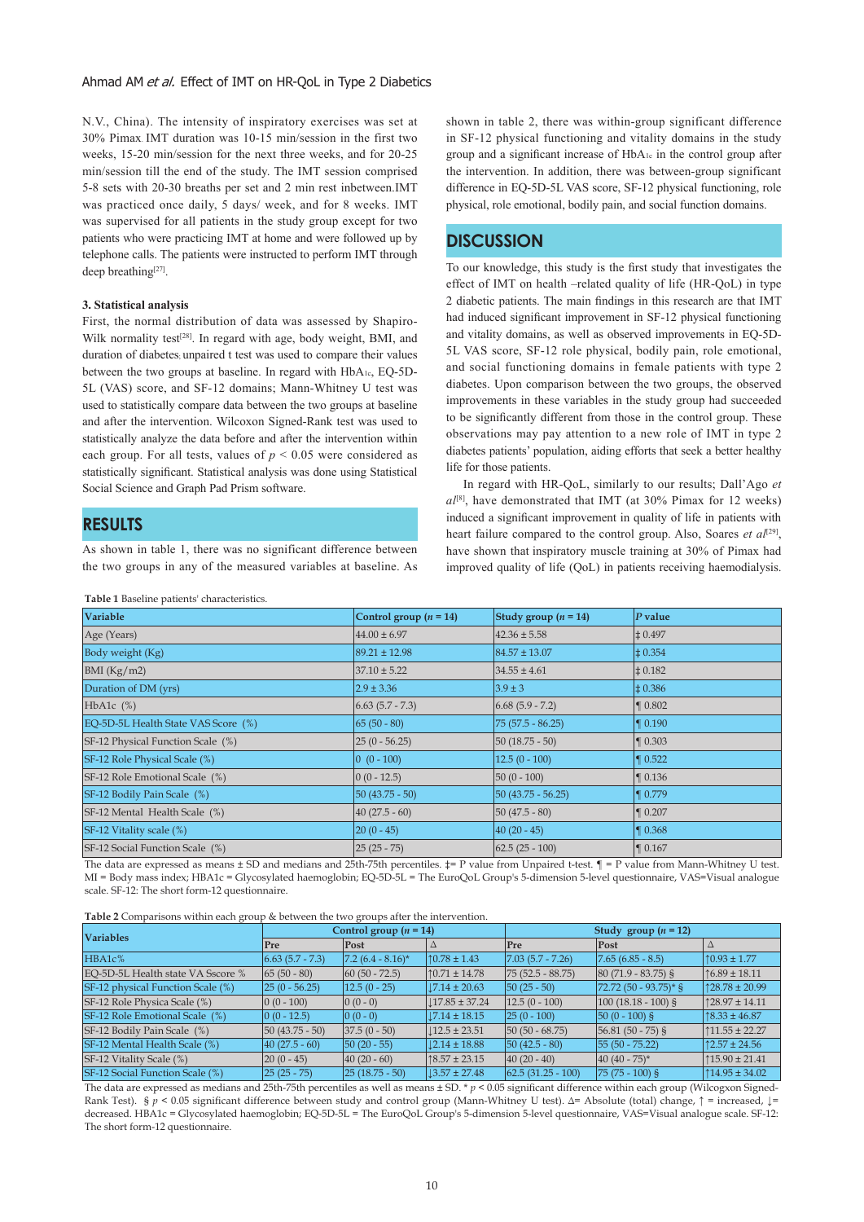N.V., China). The intensity of inspiratory exercises was set at 30% Pimax. IMT duration was 10-15 min/session in the first two weeks, 15-20 min/session for the next three weeks, and for 20-25 min/session till the end of the study. The IMT session comprised 5-8 sets with 20-30 breaths per set and 2 min rest inbetween.IMT was practiced once daily, 5 days/ week, and for 8 weeks. IMT was supervised for all patients in the study group except for two patients who were practicing IMT at home and were followed up by telephone calls. The patients were instructed to perform IMT through deep breathing[27].

**3. Statistical analysis**

First, the normal distribution of data was assessed by Shapiro-Wilk normality test[28]. In regard with age, body weight, BMI, and duration of diabetes, unpaired t test was used to compare their values between the two groups at baseline. In regard with $HbA_{1c}$, EQ-5D-5L (VAS) score, and SF-12 domains; Mann-Whitney U test was used to statistically compare data between the two groups at baseline and after the intervention. Wilcoxon Signed-Rank test was used to statistically analyze the data before and after the intervention within each group. For all tests, values of $p < 0.05$ were considered as statistically significant. Statistical analysis was done using Statistical Social Science and Graph Pad Prism software.

## RESULTS

As shown in table 1, there was no significant difference between the two groups in any of the measured variables at baseline. As shown in table 2, there was within-group significant difference in SF-12 physical functioning and vitality domains in the study group and a significant increase of $HbA_{1c}$ in the control group after the intervention. In addition, there was between-group significant difference in EQ-5D-5L VAS score, SF-12 physical functioning, role physical, role emotional, bodily pain, and social function domains.

## DISCUSSION

To our knowledge, this study is the first study that investigates the effect of IMT on health –related quality of life (HR-QoL) in type 2 diabetic patients. The main findings in this research are that IMT had induced significant improvement in SF-12 physical functioning and vitality domains, as well as observed improvements in EQ-5D-5L VAS score, SF-12 role physical, bodily pain, role emotional, and social functioning domains in female patients with type 2 diabetes. Upon comparison between the two groups, the observed improvements in these variables in the study group had succeeded to be significantly different from those in the control group. These observations may pay attention to a new role of IMT in type 2 diabetes patients' population, aiding efforts that seek a better healthy life for those patients.

In regard with HR-QoL, similarly to our results; Dall'Ago *et al*[8], have demonstrated that IMT (at 30% Pimax for 12 weeks) induced a significant improvement in quality of life in patients with heart failure compared to the control group. Also, Soares *et al*[29], have shown that inspiratory muscle training at 30% of Pimax had improved quality of life (QoL) in patients receiving haemodialysis.

**Table 1** Baseline patients' characteristics.

| Variable | Control group (*n* = 14) | Study group (*n* = 14) | *P* value |
|---|---|---|---|
| Age (Years) | 44.00 ± 6.97 | 42.36 ± 5.58 | ‡ 0.497 |
| Body weight (Kg) | 89.21 ± 12.98 | 84.57 ± 13.07 | ‡ 0.354 |
| BMI (Kg/m2) | 37.10 ± 5.22 | 34.55 ± 4.61 | ‡ 0.182 |
| Duration of DM (yrs) | 2.9 ± 3.36 | 3.9 ± 3 | ‡ 0.386 |
| HbA1c (%) | 6.63 (5.7 - 7.3) | 6.68 (5.9 - 7.2) | ¶ 0.802 |
| EQ-5D-5L Health State VAS Score (%) | 65 (50 - 80) | 75 (57.5 - 86.25) | ¶ 0.190 |
| SF-12 Physical Function Scale (%) | 25 (0 - 56.25) | 50 (18.75 - 50) | ¶ 0.303 |
| SF-12 Role Physical Scale (%) | 0 (0 - 100) | 12.5 (0 - 100) | ¶ 0.522 |
| SF-12 Role Emotional Scale (%) | 0 (0 - 12.5) | 50 (0 - 100) | ¶ 0.136 |
| SF-12 Bodily Pain Scale (%) | 50 (43.75 - 50) | 50 (43.75 - 56.25) | ¶ 0.779 |
| SF-12 Mental Health Scale (%) | 40 (27.5 - 60) | 50 (47.5 - 80) | ¶ 0.207 |
| SF-12 Vitality scale (%) | 20 (0 - 45) | 40 (20 - 45) | ¶ 0.368 |
| SF-12 Social Function Scale (%) | 25 (25 - 75) | 62.5 (25 - 100) | ¶ 0.167 |

The data are expressed as means ± SD and medians and 25th-75th percentiles. ‡= P value from Unpaired t-test. ¶ = P value from Mann-Whitney U test. MI = Body mass index; HBA1c = Glycosylated haemoglobin; EQ-5D-5L = The EuroQoL Group's 5-dimension 5-level questionnaire, VAS=Visual analogue scale. SF-12: The short form-12 questionnaire.

**Table 2** Comparisons within each group & between the two groups after the intervention.

| Variables | Control group (*n* = 14) | | | Study group (*n* = 12) | | |
|---|---|---|---|---|---|---|
| | Pre | Post | Δ | Pre | Post | Δ |
| HBA1c% | 6.63 (5.7 - 7.3) | 7.2 (6.4 - 8.16)* | ↑0.78 ± 1.43 | 7.03 (5.7 - 7.26) | 7.65 (6.85 - 8.5) | ↑0.93 ± 1.77 |
| EQ-5D-5L Health state VA Sscore % | 65 (50 - 80) | 60 (50 - 72.5) | ↑0.71 ± 14.78 | 75 (52.5 - 88.75) | 80 (71.9 - 83.75) § | ↑6.89 ± 18.11 |
| SF-12 physical Function Scale (%) | 25 (0 - 56.25) | 12.5 (0 - 25) | ↓7.14 ± 20.63 | 50 (25 - 50) | 72.72 (50 - 93.75)* § | ↑28.78 ± 20.99 |
| SF-12 Role Physica Scale (%) | 0 (0 - 100) | 0 (0 - 0) | ↓17.85 ± 37.24 | 12.5 (0 - 100) | 100 (18.18 - 100) § | ↑28.97 ± 14.11 |
| SF-12 Role Emotional Scale (%) | 0 (0 - 12.5) | 0 (0 - 0) | ↓7.14 ± 18.15 | 25 (0 - 100) | 50 (0 - 100) § | ↑8.33 ± 46.87 |
| SF-12 Bodily Pain Scale (%) | 50 (43.75 - 50) | 37.5 (0 - 50) | ↓12.5 ± 23.51 | 50 (50 - 68.75) | 56.81 (50 - 75) § | ↑11.55 ± 22.27 |
| SF-12 Mental Health Scale (%) | 40 (27.5 - 60) | 50 (20 - 55) | ↓2.14 ± 18.88 | 50 (42.5 - 80) | 55 (50 - 75.22) | ↑2.57 ± 24.56 |
| SF-12 Vitality Scale (%) | 20 (0 - 45) | 40 (20 - 60) | ↑8.57 ± 23.15 | 40 (20 - 40) | 40 (40 - 75)* | ↑15.90 ± 21.41 |
| SF-12 Social Function Scale (%) | 25 (25 - 75) | 25 (18.75 - 50) | ↓3.57 ± 27.48 | 62.5 (31.25 - 100) | 75 (75 - 100) § | ↑14.95 ± 34.02 |

The data are expressed as medians and 25th-75th percentiles as well as means ± SD. * $p < 0.05$ significant difference within each group (Wilcogxon Signed-Rank Test). § $p < 0.05$ significant difference between study and control group (Mann-Whitney U test). Δ= Absolute (total) change, ↑ = increased, ↓= decreased. HBA1c = Glycosylated haemoglobin; EQ-5D-5L = The EuroQoL Group's 5-dimension 5-level questionnaire, VAS=Visual analogue scale. SF-12: The short form-12 questionnaire.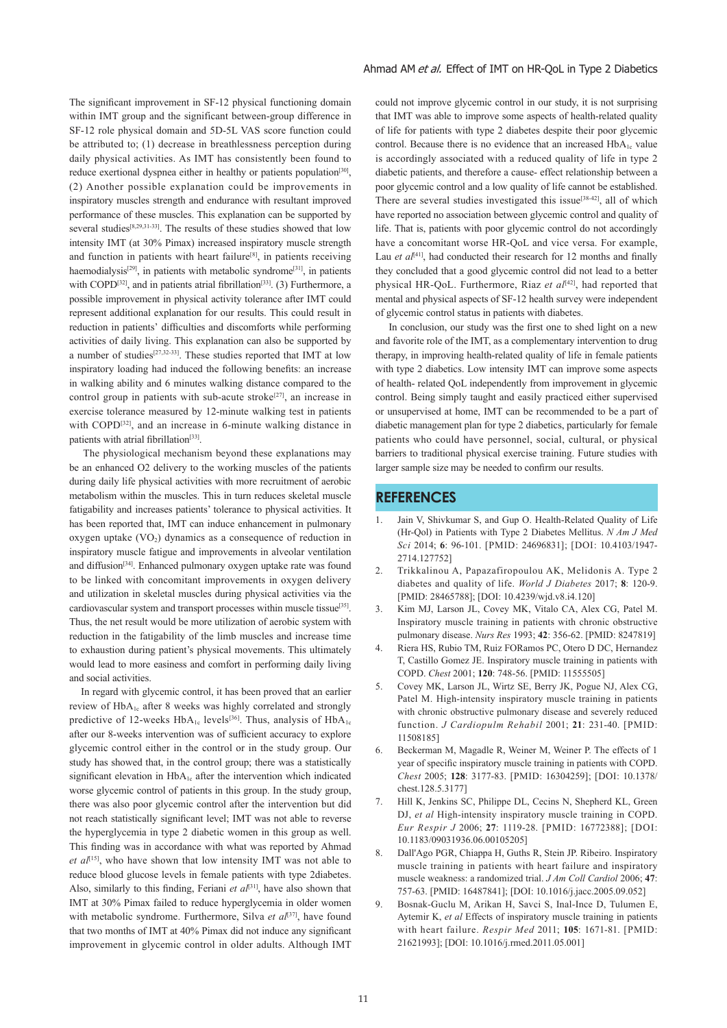The significant improvement in SF-12 physical functioning domain within IMT group and the significant between-group difference in SF-12 role physical domain and 5D-5L VAS score function could be attributed to; (1) decrease in breathlessness perception during daily physical activities. As IMT has consistently been found to reduce exertional dyspnea either in healthy or patients population[30], (2) Another possible explanation could be improvements in inspiratory muscles strength and endurance with resultant improved performance of these muscles. This explanation can be supported by several studies[8,29,31-33]. The results of these studies showed that low intensity IMT (at 30% Pimax) increased inspiratory muscle strength and function in patients with heart failure[8], in patients receiving haemodialysis[29], in patients with metabolic syndrome[31], in patients with COPD[32], and in patients atrial fibrillation[33]. (3) Furthermore, a possible improvement in physical activity tolerance after IMT could represent additional explanation for our results. This could result in reduction in patients' difficulties and discomforts while performing activities of daily living. This explanation can also be supported by a number of studies[27,32-33]. These studies reported that IMT at low inspiratory loading had induced the following benefits: an increase in walking ability and 6 minutes walking distance compared to the control group in patients with sub-acute stroke[27], an increase in exercise tolerance measured by 12-minute walking test in patients with COPD[32], and an increase in 6-minute walking distance in patients with atrial fibrillation[33].

The physiological mechanism beyond these explanations may be an enhanced O2 delivery to the working muscles of the patients during daily life physical activities with more recruitment of aerobic metabolism within the muscles. This in turn reduces skeletal muscle fatigability and increases patients' tolerance to physical activities. It has been reported that, IMT can induce enhancement in pulmonary oxygen uptake ($VO_2$) dynamics as a consequence of reduction in inspiratory muscle fatigue and improvements in alveolar ventilation and diffusion[34]. Enhanced pulmonary oxygen uptake rate was found to be linked with concomitant improvements in oxygen delivery and utilization in skeletal muscles during physical activities via the cardiovascular system and transport processes within muscle tissue[35]. Thus, the net result would be more utilization of aerobic system with reduction in the fatigability of the limb muscles and increase time to exhaustion during patient's physical movements. This ultimately would lead to more easiness and comfort in performing daily living and social activities.

In regard with glycemic control, it has been proved that an earlier review of $HbA_{1c}$ after 8 weeks was highly correlated and strongly predictive of 12-weeks $HbA_{1c}$ levels[36]. Thus, analysis of $HbA_{1c}$ after our 8-weeks intervention was of sufficient accuracy to explore glycemic control either in the control or in the study group. Our study has showed that, in the control group; there was a statistically significant elevation in $HbA_{1c}$ after the intervention which indicated worse glycemic control of patients in this group. In the study group, there was also poor glycemic control after the intervention but did not reach statistically significant level; IMT was not able to reverse the hyperglycemia in type 2 diabetic women in this group as well. This finding was in accordance with what was reported by Ahmad *et al*[15], who have shown that low intensity IMT was not able to reduce blood glucose levels in female patients with type 2diabetes. Also, similarly to this finding, Feriani *et al*[31], have also shown that IMT at 30% Pimax failed to reduce hyperglycemia in older women with metabolic syndrome. Furthermore, Silva *et al*[37], have found that two months of IMT at 40% Pimax did not induce any significant improvement in glycemic control in older adults. Although IMT could not improve glycemic control in our study, it is not surprising that IMT was able to improve some aspects of health-related quality of life for patients with type 2 diabetes despite their poor glycemic control. Because there is no evidence that an increased $HbA_{1c}$ value is accordingly associated with a reduced quality of life in type 2 diabetic patients, and therefore a cause- effect relationship between a poor glycemic control and a low quality of life cannot be established. There are several studies investigated this issue[38-42], all of which have reported no association between glycemic control and quality of life. That is, patients with poor glycemic control do not accordingly have a concomitant worse HR-QoL and vice versa. For example, Lau *et al*[41], had conducted their research for 12 months and finally they concluded that a good glycemic control did not lead to a better physical HR-QoL. Furthermore, Riaz *et al*[42], had reported that mental and physical aspects of SF-12 health survey were independent of glycemic control status in patients with diabetes.

In conclusion, our study was the first one to shed light on a new and favorite role of the IMT, as a complementary intervention to drug therapy, in improving health-related quality of life in female patients with type 2 diabetics. Low intensity IMT can improve some aspects of health- related QoL independently from improvement in glycemic control. Being simply taught and easily practiced either supervised or unsupervised at home, IMT can be recommended to be a part of diabetic management plan for type 2 diabetics, particularly for female patients who could have personnel, social, cultural, or physical barriers to traditional physical exercise training. Future studies with larger sample size may be needed to confirm our results.

## REFERENCES

1. Jain V, Shivkumar S, and Gup O. Health-Related Quality of Life (Hr-Qol) in Patients with Type 2 Diabetes Mellitus. *N Am J Med Sci* 2014; **6**: 96-101. [PMID: 24696831]; [DOI: 10.4103/1947-2714.127752]
2. Trikkalinou A, Papazafiropoulou AK, Melidonis A. Type 2 diabetes and quality of life. *World J Diabetes* 2017; **8**: 120-9. [PMID: 28465788]; [DOI: 10.4239/wjd.v8.i4.120]
3. Kim MJ, Larson JL, Covey MK, Vitalo CA, Alex CG, Patel M. Inspiratory muscle training in patients with chronic obstructive pulmonary disease. *Nurs Res* 1993; **42**: 356-62. [PMID: 8247819]
4. Riera HS, Rubio TM, Ruiz FORamos PC, Otero D DC, Hernandez T, Castillo Gomez JE. Inspiratory muscle training in patients with COPD. *Chest* 2001; **120**: 748-56. [PMID: 11555505]
5. Covey MK, Larson JL, Wirtz SE, Berry JK, Pogue NJ, Alex CG, Patel M. High-intensity inspiratory muscle training in patients with chronic obstructive pulmonary disease and severely reduced function. *J Cardiopulm Rehabil* 2001; **21**: 231-40. [PMID: 11508185]
6. Beckerman M, Magadle R, Weiner M, Weiner P. The effects of 1 year of specific inspiratory muscle training in patients with COPD. *Chest* 2005; **128**: 3177-83. [PMID: 16304259]; [DOI: 10.1378/chest.128.5.3177]
7. Hill K, Jenkins SC, Philippe DL, Cecins N, Shepherd KL, Green DJ, *et al* High-intensity inspiratory muscle training in COPD. *Eur Respir J* 2006; **27**: 1119-28. [PMID: 16772388]; [DOI: 10.1183/09031936.06.00105205]
8. Dall'Ago PGR, Chiappa H, Guths R, Stein JP. Ribeiro. Inspiratory muscle training in patients with heart failure and inspiratory muscle weakness: a randomized trial. *J Am Coll Cardiol* 2006; **47**: 757-63. [PMID: 16487841]; [DOI: 10.1016/j.jacc.2005.09.052]
9. Bosnak-Guclu M, Arikan H, Savci S, Inal-Ince D, Tulumen E, Aytemir K, *et al* Effects of inspiratory muscle training in patients with heart failure. *Respir Med* 2011; **105**: 1671-81. [PMID: 21621993]; [DOI: 10.1016/j.rmed.2011.05.001]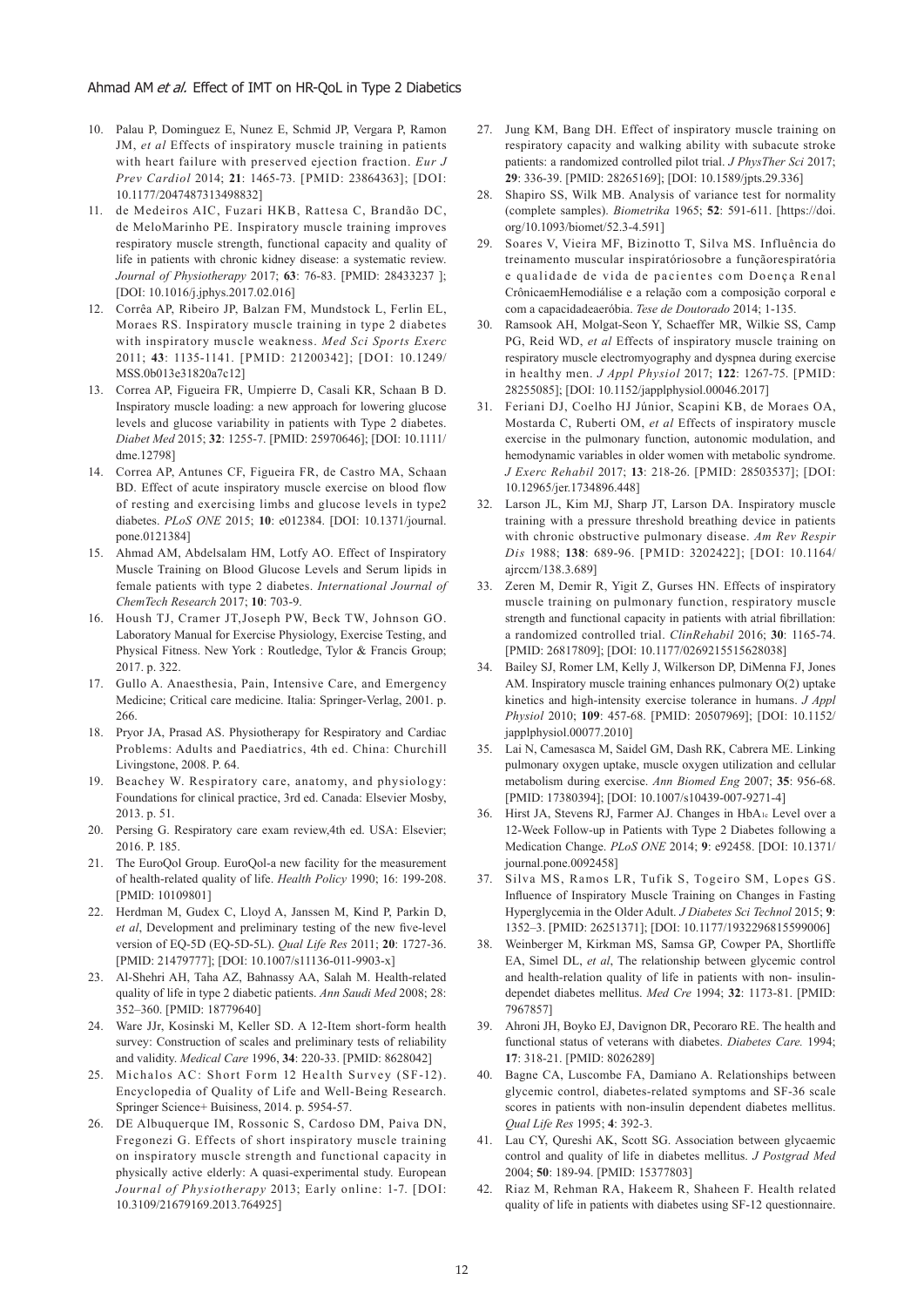10. Palau P, Dominguez E, Nunez E, Schmid JP, Vergara P, Ramon JM, *et al* Effects of inspiratory muscle training in patients with heart failure with preserved ejection fraction. *Eur J Prev Cardiol* 2014; **21**: 1465-73. [PMID: 23864363]; [DOI: 10.1177/2047487313498832]
11. de Medeiros AIC, Fuzari HKB, Rattesa C, Brandão DC, de MeloMarinho PE. Inspiratory muscle training improves respiratory muscle strength, functional capacity and quality of life in patients with chronic kidney disease: a systematic review. *Journal of Physiotherapy* 2017; **63**: 76-83. [PMID: 28433237 ]; [DOI: 10.1016/j.jphys.2017.02.016]
12. Corrêa AP, Ribeiro JP, Balzan FM, Mundstock L, Ferlin EL, Moraes RS. Inspiratory muscle training in type 2 diabetes with inspiratory muscle weakness. *Med Sci Sports Exerc* 2011; **43**: 1135-1141. [PMID: 21200342]; [DOI: 10.1249/ MSS.0b013e31820a7c12]
13. Correa AP, Figueira FR, Umpierre D, Casali KR, Schaan B D. Inspiratory muscle loading: a new approach for lowering glucose levels and glucose variability in patients with Type 2 diabetes. *Diabet Med* 2015; **32**: 1255-7. [PMID: 25970646]; [DOI: 10.1111/ dme.12798]
14. Correa AP, Antunes CF, Figueira FR, de Castro MA, Schaan BD. Effect of acute inspiratory muscle exercise on blood flow of resting and exercising limbs and glucose levels in type2 diabetes. *PLoS ONE* 2015; **10**: e012384. [DOI: 10.1371/journal. pone.0121384]
15. Ahmad AM, Abdelsalam HM, Lotfy AO. Effect of Inspiratory Muscle Training on Blood Glucose Levels and Serum lipids in female patients with type 2 diabetes. *International Journal of ChemTech Research* 2017; **10**: 703-9.
16. Housh TJ, Cramer JT,Joseph PW, Beck TW, Johnson GO. Laboratory Manual for Exercise Physiology, Exercise Testing, and Physical Fitness. New York : Routledge, Tylor & Francis Group; 2017. p. 322.
17. Gullo A. Anaesthesia, Pain, Intensive Care, and Emergency Medicine; Critical care medicine. Italia: Springer-Verlag, 2001. p. 266.
18. Pryor JA, Prasad AS. Physiotherapy for Respiratory and Cardiac Problems: Adults and Paediatrics, 4th ed. China: Churchill Livingstone, 2008. P. 64.
19. Beachey W. Respiratory care, anatomy, and physiology: Foundations for clinical practice, 3rd ed. Canada: Elsevier Mosby, 2013. p. 51.
20. Persing G. Respiratory care exam review,4th ed. USA: Elsevier; 2016. P. 185.
21. The EuroQol Group. EuroQol-a new facility for the measurement of health-related quality of life. *Health Policy* 1990; 16: 199-208. [PMID: 10109801]
22. Herdman M, Gudex C, Lloyd A, Janssen M, Kind P, Parkin D, *et al*, Development and preliminary testing of the new five-level version of EQ-5D (EQ-5D-5L). *Qual Life Res* 2011; **20**: 1727-36. [PMID: 21479777]; [DOI: 10.1007/s11136-011-9903-x]
23. Al-Shehri AH, Taha AZ, Bahnassy AA, Salah M. Health-related quality of life in type 2 diabetic patients. *Ann Saudi Med* 2008; 28: 352–360. [PMID: 18779640]
24. Ware JJr, Kosinski M, Keller SD. A 12-Item short-form health survey: Construction of scales and preliminary tests of reliability and validity. *Medical Care* 1996, **34**: 220-33. [PMID: 8628042]
25. Michalos AC: Short Form 12 Health Survey (SF-12). Encyclopedia of Quality of Life and Well-Being Research. Springer Science+ Buisiness, 2014. p. 5954-57.
26. DE Albuquerque IM, Rossonic S, Cardoso DM, Paiva DN, Fregonezi G. Effects of short inspiratory muscle training on inspiratory muscle strength and functional capacity in physically active elderly: A quasi-experimental study. European *Journal of Physiotherapy* 2013; Early online: 1-7. [DOI: 10.3109/21679169.2013.764925]
27. Jung KM, Bang DH. Effect of inspiratory muscle training on respiratory capacity and walking ability with subacute stroke patients: a randomized controlled pilot trial. *J PhysTher Sci* 2017; **29**: 336-39. [PMID: 28265169]; [DOI: 10.1589/jpts.29.336]
28. Shapiro SS, Wilk MB. Analysis of variance test for normality (complete samples). *Biometrika* 1965; **52**: 591-611. [https://doi. org/10.1093/biomet/52.3-4.591]
29. Soares V, Vieira MF, Bizinotto T, Silva MS. Influência do treinamento muscular inspiratóriosobre a funçãorespiratória e qualidade de vida de pacientes com Doença Renal CrônicaemHemodiálise e a relação com a composição corporal e com a capacidadeaeróbia. *Tese de Doutorado* 2014; 1-135.
30. Ramsook AH, Molgat-Seon Y, Schaeffer MR, Wilkie SS, Camp PG, Reid WD, *et al* Effects of inspiratory muscle training on respiratory muscle electromyography and dyspnea during exercise in healthy men. *J Appl Physiol* 2017; **122**: 1267-75. [PMID: 28255085]; [DOI: 10.1152/japplphysiol.00046.2017]
31. Feriani DJ, Coelho HJ Júnior, Scapini KB, de Moraes OA, Mostarda C, Ruberti OM, *et al* Effects of inspiratory muscle exercise in the pulmonary function, autonomic modulation, and hemodynamic variables in older women with metabolic syndrome. *J Exerc Rehabil* 2017; **13**: 218-26. [PMID: 28503537]; [DOI: 10.12965/jer.1734896.448]
32. Larson JL, Kim MJ, Sharp JT, Larson DA. Inspiratory muscle training with a pressure threshold breathing device in patients with chronic obstructive pulmonary disease. *Am Rev Respir Dis* 1988; **138**: 689-96. [PMID: 3202422]; [DOI: 10.1164/ ajrccm/138.3.689]
33. Zeren M, Demir R, Yigit Z, Gurses HN. Effects of inspiratory muscle training on pulmonary function, respiratory muscle strength and functional capacity in patients with atrial fibrillation: a randomized controlled trial. *ClinRehabil* 2016; **30**: 1165-74. [PMID: 26817809]; [DOI: 10.1177/0269215515628038]
34. Bailey SJ, Romer LM, Kelly J, Wilkerson DP, DiMenna FJ, Jones AM. Inspiratory muscle training enhances pulmonary O(2) uptake kinetics and high-intensity exercise tolerance in humans. *J Appl Physiol* 2010; **109**: 457-68. [PMID: 20507969]; [DOI: 10.1152/ japplphysiol.00077.2010]
35. Lai N, Camesasca M, Saidel GM, Dash RK, Cabrera ME. Linking pulmonary oxygen uptake, muscle oxygen utilization and cellular metabolism during exercise. *Ann Biomed Eng* 2007; **35**: 956-68. [PMID: 17380394]; [DOI: 10.1007/s10439-007-9271-4]
36. Hirst JA, Stevens RJ, Farmer AJ. Changes in $HbA_{1c}$ Level over a 12-Week Follow-up in Patients with Type 2 Diabetes following a Medication Change. *PLoS ONE* 2014; **9**: e92458. [DOI: 10.1371/ journal.pone.0092458]
37. Silva MS, Ramos LR, Tufik S, Togeiro SM, Lopes GS. Influence of Inspiratory Muscle Training on Changes in Fasting Hyperglycemia in the Older Adult. *J Diabetes Sci Technol* 2015; **9**: 1352–3. [PMID: 26251371]; [DOI: 10.1177/1932296815599006]
38. Weinberger M, Kirkman MS, Samsa GP, Cowper PA, Shortliffe EA, Simel DL, *et al*, The relationship between glycemic control and health-relation quality of life in patients with non- insulin-dependet diabetes mellitus. *Med Cre* 1994; **32**: 1173-81. [PMID: 7967857]
39. Ahroni JH, Boyko EJ, Davignon DR, Pecoraro RE. The health and functional status of veterans with diabetes. *Diabetes Care.* 1994; **17**: 318-21. [PMID: 8026289]
40. Bagne CA, Luscombe FA, Damiano A. Relationships between glycemic control, diabetes-related symptoms and SF-36 scale scores in patients with non-insulin dependent diabetes mellitus. *Qual Life Res* 1995; **4**: 392-3.
41. Lau CY, Qureshi AK, Scott SG. Association between glycaemic control and quality of life in diabetes mellitus. *J Postgrad Med* 2004; **50**: 189-94. [PMID: 15377803]
42. Riaz M, Rehman RA, Hakeem R, Shaheen F. Health related quality of life in patients with diabetes using SF-12 questionnaire.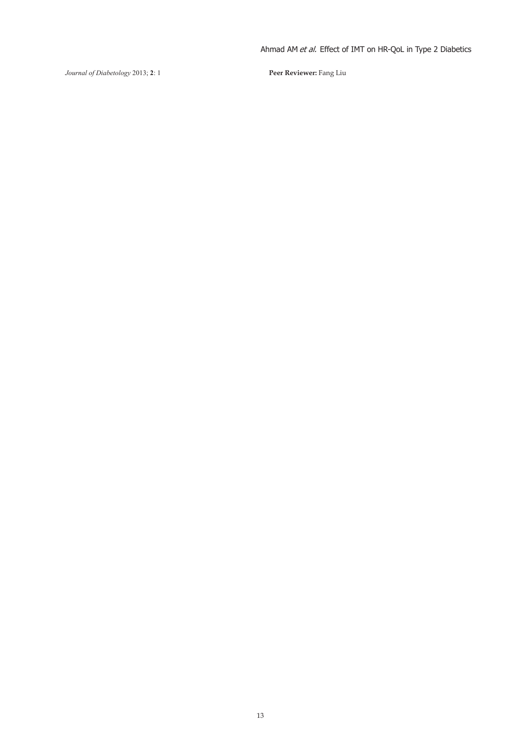**Peer Reviewer:** Fang Liu